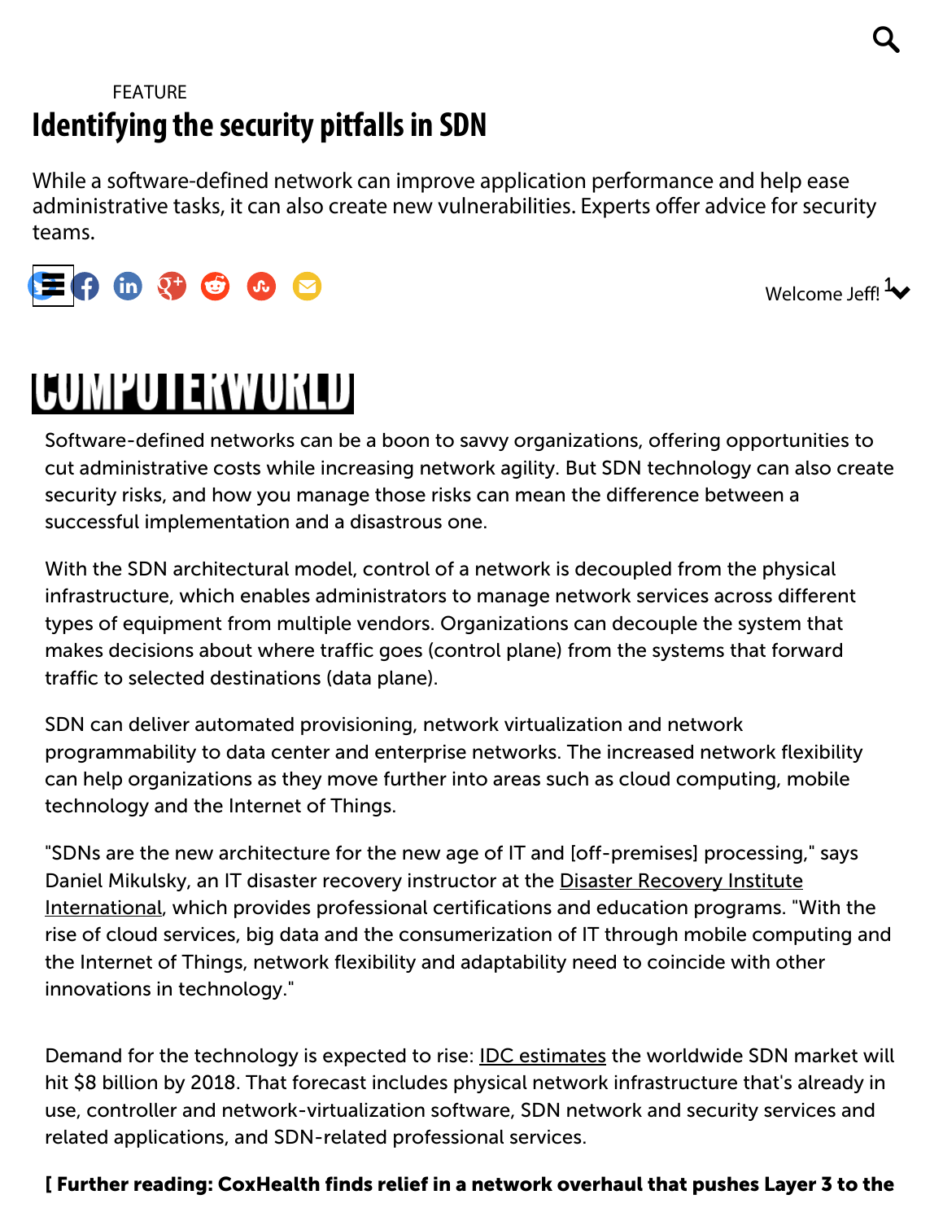FEATURE

# Identifying the security pitfalls in SDN

While a software-defined network can improve application performance and help ease administrative tasks, it can also create new vulnerabilities. Experts offer advice for security teams.

Welcome Jeff!

COMPUTERWORLD

Software-defined networks can be a boon to savvy organizations, offering opportunities to cut administrative costs while increasing network agility. But SDN technology can also create security risks, and how you manage those risks can mean the difference between a successful implementation and a disastrous one.

With the SDN architectural model, control of a network is decoupled from the physical infrastructure, which enables administrators to manage network services across different types of equipment from multiple vendors. Organizations can decouple the system that makes decisions about where traffic goes (control plane) from the systems that forward traffic to selected destinations (data plane).

SDN can deliver automated provisioning, network virtualization and network programmability to data center and enterprise networks. The increased network flexibility can help organizations as they move further into areas such as cloud computing, mobile technology and the Internet of Things.

"SDNs are the new architecture for the new age of IT and [off-premises] processing," says Daniel Mikulsky, an IT disaster recovery instructor at the Disaster Recovery Institute International, which provides professional certifications and education programs. "With the rise of cloud services, big data and the consumerization of IT through mobile computing and the Internet of Things, network flexibility and adaptability need to coincide with other innovations in technology."

Demand for the technology is expected to rise: IDC estimates the worldwide SDN market will hit $8 billion by 2018. That forecast includes physical network infrastructure that's already in use, controller and network-virtualization software, SDN network and security services and related applications, and SDN-related professional services.

**[ Further reading: CoxHealth finds relief in a network overhaul that pushes Layer 3 to the**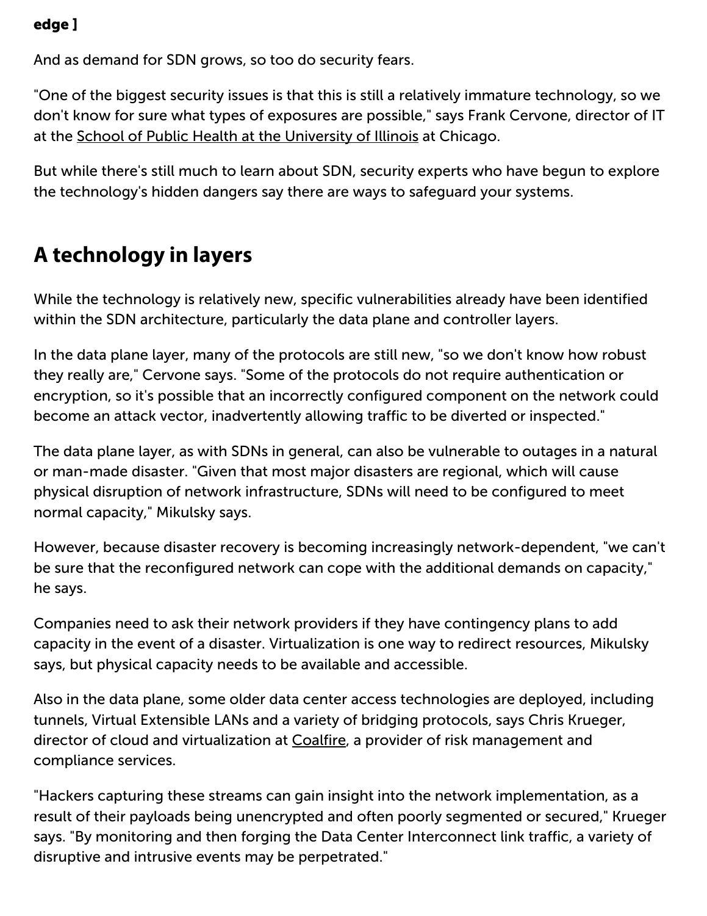edge ]

And as demand for SDN grows, so too do security fears.

"One of the biggest security issues is that this is still a relatively immature technology, so we don't know for sure what types of exposures are possible," says Frank Cervone, director of IT at the School of Public Health at the University of Illinois at Chicago.

But while there's still much to learn about SDN, security experts who have begun to explore the technology's hidden dangers say there are ways to safeguard your systems.

## A technology in layers

While the technology is relatively new, specific vulnerabilities already have been identified within the SDN architecture, particularly the data plane and controller layers.

In the data plane layer, many of the protocols are still new, "so we don't know how robust they really are," Cervone says. "Some of the protocols do not require authentication or encryption, so it's possible that an incorrectly configured component on the network could become an attack vector, inadvertently allowing traffic to be diverted or inspected."

The data plane layer, as with SDNs in general, can also be vulnerable to outages in a natural or man-made disaster. "Given that most major disasters are regional, which will cause physical disruption of network infrastructure, SDNs will need to be configured to meet normal capacity," Mikulsky says.

However, because disaster recovery is becoming increasingly network-dependent, "we can't be sure that the reconfigured network can cope with the additional demands on capacity," he says.

Companies need to ask their network providers if they have contingency plans to add capacity in the event of a disaster. Virtualization is one way to redirect resources, Mikulsky says, but physical capacity needs to be available and accessible.

Also in the data plane, some older data center access technologies are deployed, including tunnels, Virtual Extensible LANs and a variety of bridging protocols, says Chris Krueger, director of cloud and virtualization at Coalfire, a provider of risk management and compliance services.

"Hackers capturing these streams can gain insight into the network implementation, as a result of their payloads being unencrypted and often poorly segmented or secured," Krueger says. "By monitoring and then forging the Data Center Interconnect link traffic, a variety of disruptive and intrusive events may be perpetrated."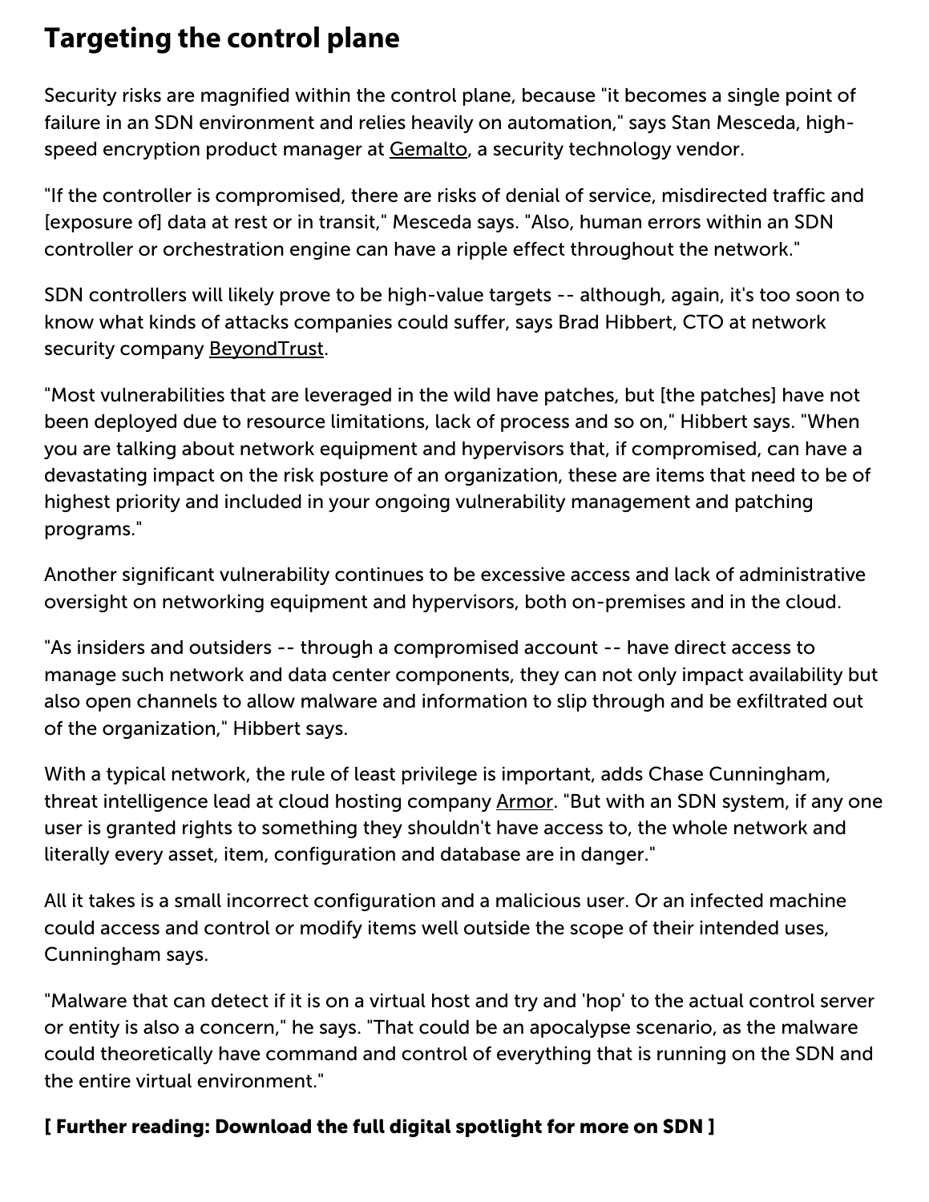## Targeting the control plane

Security risks are magnified within the control plane, because "it becomes a single point of failure in an SDN environment and relies heavily on automation," says Stan Mesceda, high-speed encryption product manager at Gemalto, a security technology vendor.

"If the controller is compromised, there are risks of denial of service, misdirected traffic and [exposure of] data at rest or in transit," Mesceda says. "Also, human errors within an SDN controller or orchestration engine can have a ripple effect throughout the network."

SDN controllers will likely prove to be high-value targets -- although, again, it's too soon to know what kinds of attacks companies could suffer, says Brad Hibbert, CTO at network security company BeyondTrust.

"Most vulnerabilities that are leveraged in the wild have patches, but [the patches] have not been deployed due to resource limitations, lack of process and so on," Hibbert says. "When you are talking about network equipment and hypervisors that, if compromised, can have a devastating impact on the risk posture of an organization, these are items that need to be of highest priority and included in your ongoing vulnerability management and patching programs."

Another significant vulnerability continues to be excessive access and lack of administrative oversight on networking equipment and hypervisors, both on-premises and in the cloud.

"As insiders and outsiders -- through a compromised account -- have direct access to manage such network and data center components, they can not only impact availability but also open channels to allow malware and information to slip through and be exfiltrated out of the organization," Hibbert says.

With a typical network, the rule of least privilege is important, adds Chase Cunningham, threat intelligence lead at cloud hosting company Armor. "But with an SDN system, if any one user is granted rights to something they shouldn't have access to, the whole network and literally every asset, item, configuration and database are in danger."

All it takes is a small incorrect configuration and a malicious user. Or an infected machine could access and control or modify items well outside the scope of their intended uses, Cunningham says.

"Malware that can detect if it is on a virtual host and try and 'hop' to the actual control server or entity is also a concern," he says. "That could be an apocalypse scenario, as the malware could theoretically have command and control of everything that is running on the SDN and the entire virtual environment."

**[ Further reading: Download the full digital spotlight for more on SDN ]**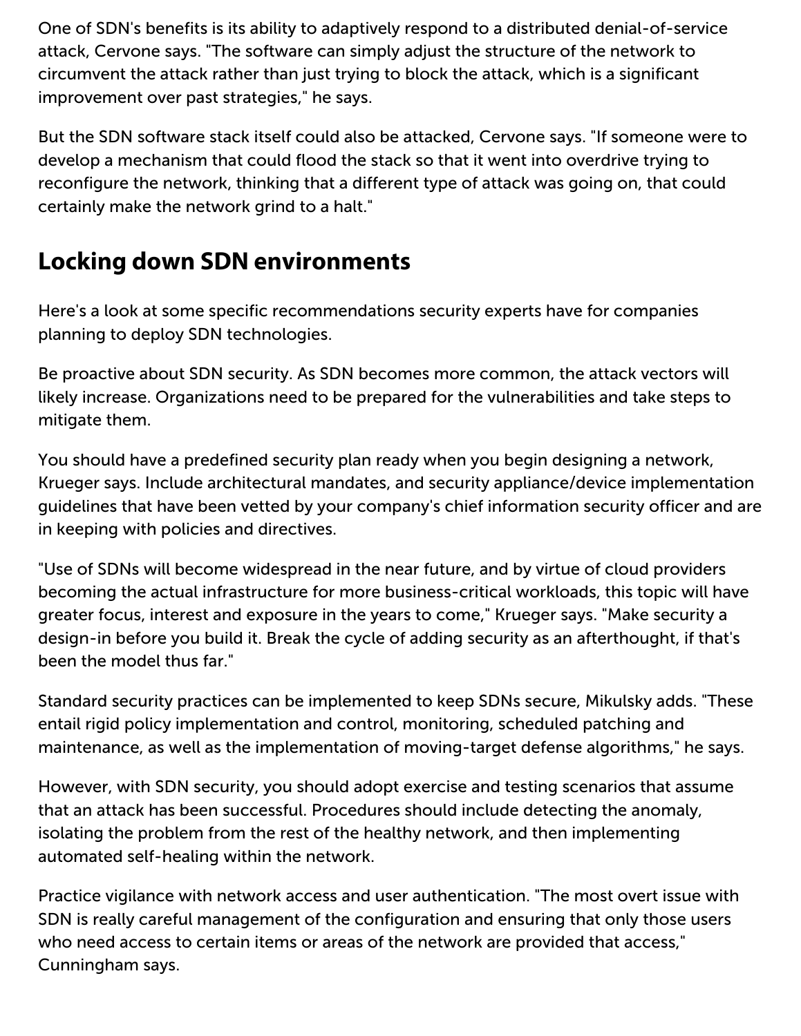One of SDN's benefits is its ability to adaptively respond to a distributed denial-of-service attack, Cervone says. "The software can simply adjust the structure of the network to circumvent the attack rather than just trying to block the attack, which is a significant improvement over past strategies," he says.

But the SDN software stack itself could also be attacked, Cervone says. "If someone were to develop a mechanism that could flood the stack so that it went into overdrive trying to reconfigure the network, thinking that a different type of attack was going on, that could certainly make the network grind to a halt."

## Locking down SDN environments

Here's a look at some specific recommendations security experts have for companies planning to deploy SDN technologies.

Be proactive about SDN security. As SDN becomes more common, the attack vectors will likely increase. Organizations need to be prepared for the vulnerabilities and take steps to mitigate them.

You should have a predefined security plan ready when you begin designing a network, Krueger says. Include architectural mandates, and security appliance/device implementation guidelines that have been vetted by your company's chief information security officer and are in keeping with policies and directives.

"Use of SDNs will become widespread in the near future, and by virtue of cloud providers becoming the actual infrastructure for more business-critical workloads, this topic will have greater focus, interest and exposure in the years to come," Krueger says. "Make security a design-in before you build it. Break the cycle of adding security as an afterthought, if that's been the model thus far."

Standard security practices can be implemented to keep SDNs secure, Mikulsky adds. "These entail rigid policy implementation and control, monitoring, scheduled patching and maintenance, as well as the implementation of moving-target defense algorithms," he says.

However, with SDN security, you should adopt exercise and testing scenarios that assume that an attack has been successful. Procedures should include detecting the anomaly, isolating the problem from the rest of the healthy network, and then implementing automated self-healing within the network.

Practice vigilance with network access and user authentication. "The most overt issue with SDN is really careful management of the configuration and ensuring that only those users who need access to certain items or areas of the network are provided that access," Cunningham says.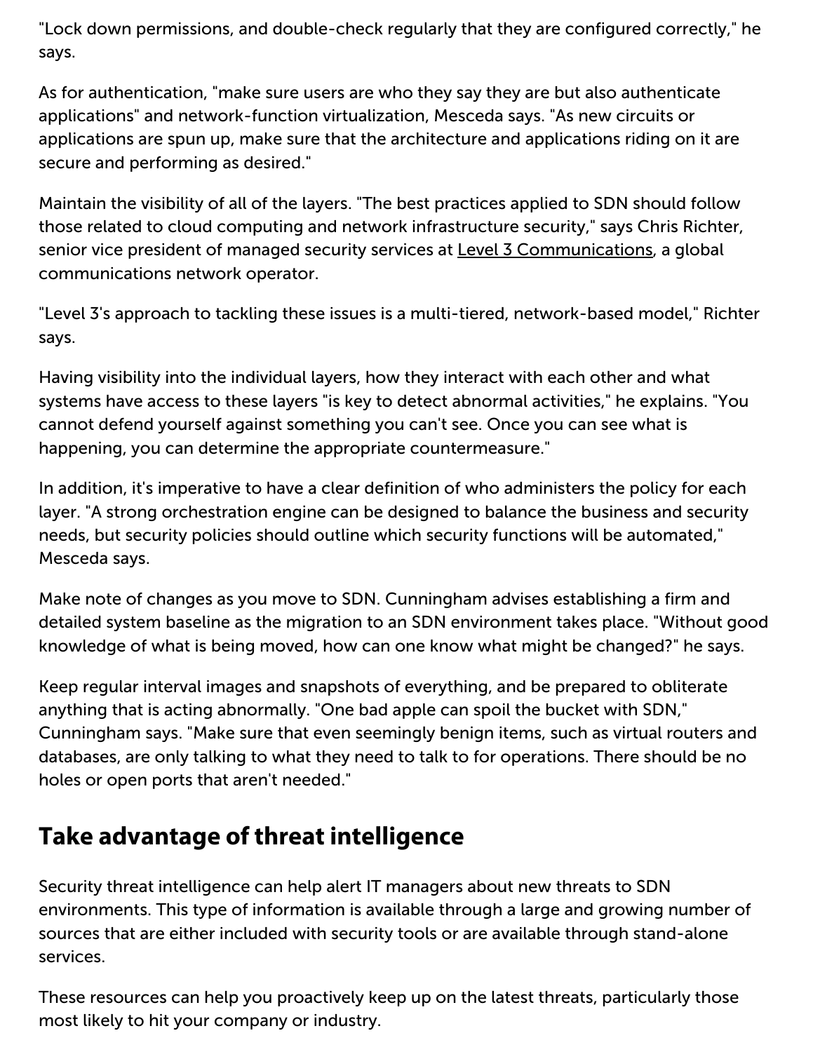"Lock down permissions, and double-check regularly that they are configured correctly," he says.

As for authentication, "make sure users are who they say they are but also authenticate applications" and network-function virtualization, Mesceda says. "As new circuits or applications are spun up, make sure that the architecture and applications riding on it are secure and performing as desired."

Maintain the visibility of all of the layers. "The best practices applied to SDN should follow those related to cloud computing and network infrastructure security," says Chris Richter, senior vice president of managed security services at Level 3 Communications, a global communications network operator.

"Level 3's approach to tackling these issues is a multi-tiered, network-based model," Richter says.

Having visibility into the individual layers, how they interact with each other and what systems have access to these layers "is key to detect abnormal activities," he explains. "You cannot defend yourself against something you can't see. Once you can see what is happening, you can determine the appropriate countermeasure."

In addition, it's imperative to have a clear definition of who administers the policy for each layer. "A strong orchestration engine can be designed to balance the business and security needs, but security policies should outline which security functions will be automated," Mesceda says.

Make note of changes as you move to SDN. Cunningham advises establishing a firm and detailed system baseline as the migration to an SDN environment takes place. "Without good knowledge of what is being moved, how can one know what might be changed?" he says.

Keep regular interval images and snapshots of everything, and be prepared to obliterate anything that is acting abnormally. "One bad apple can spoil the bucket with SDN," Cunningham says. "Make sure that even seemingly benign items, such as virtual routers and databases, are only talking to what they need to talk to for operations. There should be no holes or open ports that aren't needed."

## Take advantage of threat intelligence

Security threat intelligence can help alert IT managers about new threats to SDN environments. This type of information is available through a large and growing number of sources that are either included with security tools or are available through stand-alone services.

These resources can help you proactively keep up on the latest threats, particularly those most likely to hit your company or industry.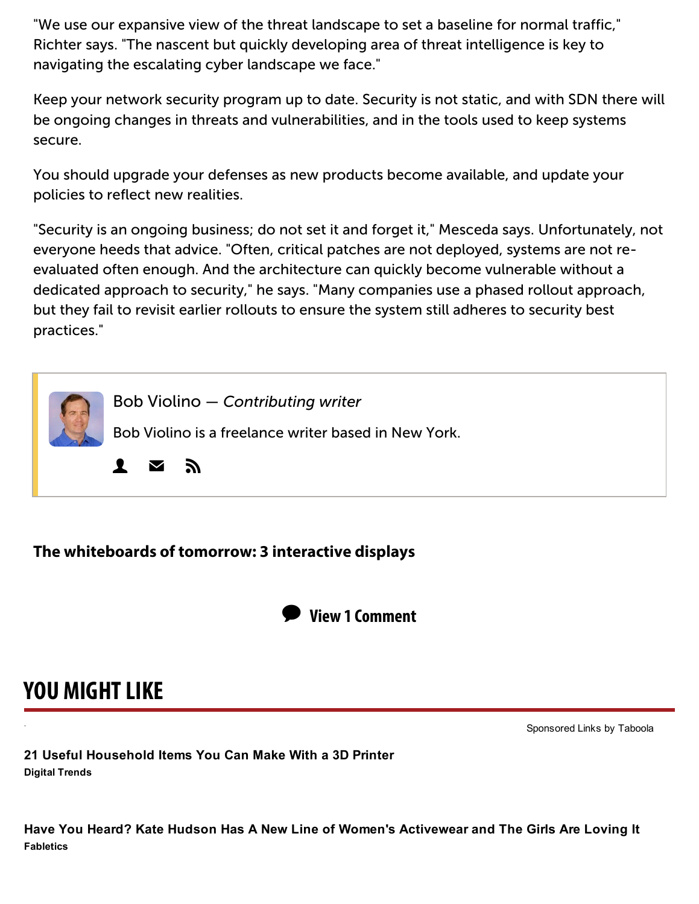"We use our expansive view of the threat landscape to set a baseline for normal traffic," Richter says. "The nascent but quickly developing area of threat intelligence is key to navigating the escalating cyber landscape we face."

Keep your network security program up to date. Security is not static, and with SDN there will be ongoing changes in threats and vulnerabilities, and in the tools used to keep systems secure.

You should upgrade your defenses as new products become available, and update your policies to reflect new realities.

"Security is an ongoing business; do not set it and forget it," Mesceda says. Unfortunately, not everyone heeds that advice. "Often, critical patches are not deployed, systems are not re-evaluated often enough. And the architecture can quickly become vulnerable without a dedicated approach to security," he says. "Many companies use a phased rollout approach, but they fail to revisit earlier rollouts to ensure the system still adheres to security best practices."

Bob Violino — *Contributing writer*

Bob Violino is a freelance writer based in New York.

**The whiteboards of tomorrow: 3 interactive displays**

**View 1 Comment**

## YOU MIGHT LIKE

Sponsored Links by Taboola

**21 Useful Household Items You Can Make With a 3D Printer**
**Digital Trends**

**Have You Heard? Kate Hudson Has A New Line of Women's Activewear and The Girls Are Loving It**
**Fabletics**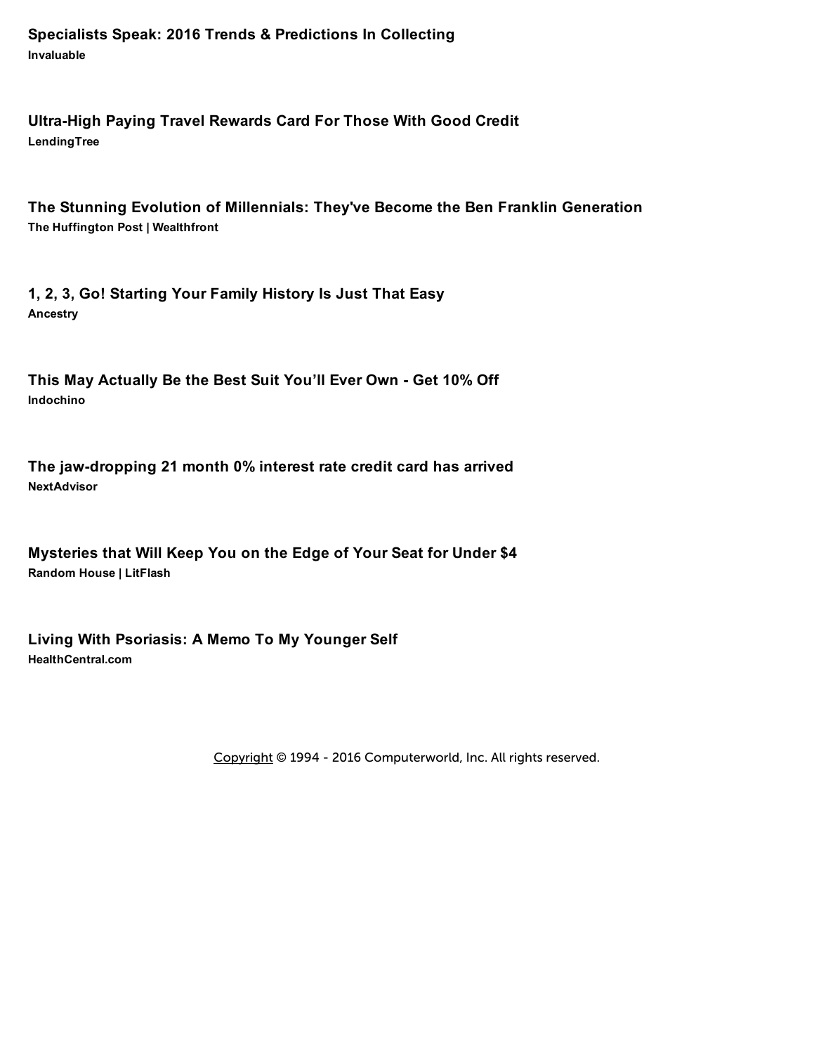**Specialists Speak: 2016 Trends & Predictions In Collecting**
**Invaluable**

**Ultra-High Paying Travel Rewards Card For Those With Good Credit**
**LendingTree**

**The Stunning Evolution of Millennials: They've Become the Ben Franklin Generation**
**The Huffington Post | Wealthfront**

**1, 2, 3, Go! Starting Your Family History Is Just That Easy**
**Ancestry**

**This May Actually Be the Best Suit You'll Ever Own - Get 10% Off**
**Indochino**

**The jaw-dropping 21 month 0% interest rate credit card has arrived**
**NextAdvisor**

**Mysteries that Will Keep You on the Edge of Your Seat for Under $4**
**Random House | LitFlash**

**Living With Psoriasis: A Memo To My Younger Self**
**HealthCentral.com**

Copyright © 1994 - 2016 Computerworld, Inc. All rights reserved.